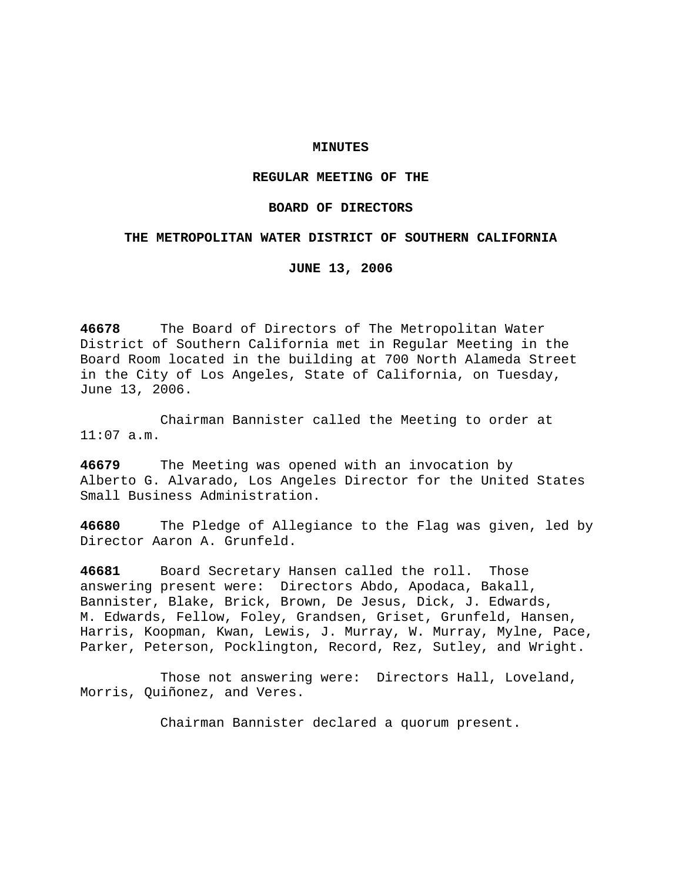# MINUTES

## REGULAR MEETING OF THE

## BOARD OF DIRECTORS

## THE METROPOLITAN WATER DISTRICT OF SOUTHERN CALIFORNIA

## JUNE 13, 2006

**46678** The Board of Directors of The Metropolitan Water District of Southern California met in Regular Meeting in the Board Room located in the building at 700 North Alameda Street in the City of Los Angeles, State of California, on Tuesday, June 13, 2006.

Chairman Bannister called the Meeting to order at 11:07 a.m.

**46679** The Meeting was opened with an invocation by Alberto G. Alvarado, Los Angeles Director for the United States Small Business Administration.

**46680** The Pledge of Allegiance to the Flag was given, led by Director Aaron A. Grunfeld.

**46681** Board Secretary Hansen called the roll. Those answering present were: Directors Abdo, Apodaca, Bakall, Bannister, Blake, Brick, Brown, De Jesus, Dick, J. Edwards, M. Edwards, Fellow, Foley, Grandsen, Griset, Grunfeld, Hansen, Harris, Koopman, Kwan, Lewis, J. Murray, W. Murray, Mylne, Pace, Parker, Peterson, Pocklington, Record, Rez, Sutley, and Wright.

Those not answering were: Directors Hall, Loveland, Morris, Quiñonez, and Veres.

Chairman Bannister declared a quorum present.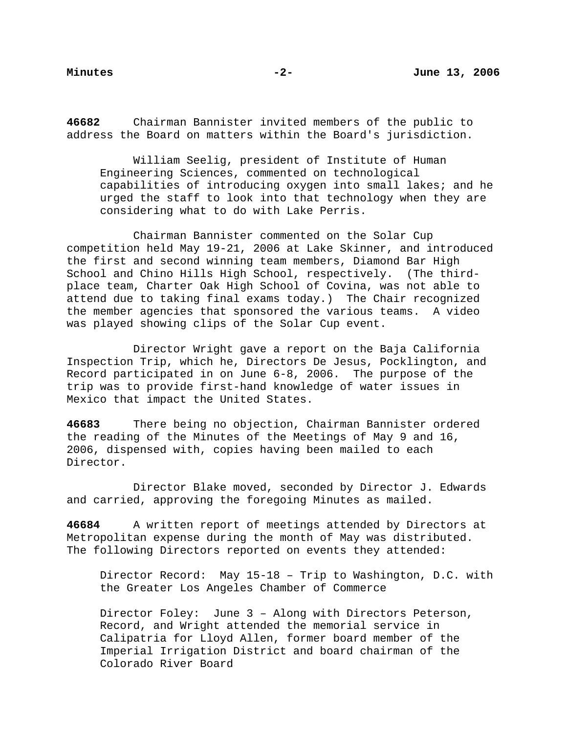**46682** Chairman Bannister invited members of the public to address the Board on matters within the Board's jurisdiction.

> William Seelig, president of Institute of Human Engineering Sciences, commented on technological capabilities of introducing oxygen into small lakes; and he urged the staff to look into that technology when they are considering what to do with Lake Perris.

Chairman Bannister commented on the Solar Cup competition held May 19-21, 2006 at Lake Skinner, and introduced the first and second winning team members, Diamond Bar High School and Chino Hills High School, respectively. (The third-place team, Charter Oak High School of Covina, was not able to attend due to taking final exams today.) The Chair recognized the member agencies that sponsored the various teams. A video was played showing clips of the Solar Cup event.

Director Wright gave a report on the Baja California Inspection Trip, which he, Directors De Jesus, Pocklington, and Record participated in on June 6-8, 2006. The purpose of the trip was to provide first-hand knowledge of water issues in Mexico that impact the United States.

**46683** There being no objection, Chairman Bannister ordered the reading of the Minutes of the Meetings of May 9 and 16, 2006, dispensed with, copies having been mailed to each Director.

Director Blake moved, seconded by Director J. Edwards and carried, approving the foregoing Minutes as mailed.

**46684** A written report of meetings attended by Directors at Metropolitan expense during the month of May was distributed. The following Directors reported on events they attended:

> Director Record: May 15-18 – Trip to Washington, D.C. with the Greater Los Angeles Chamber of Commerce
>
> Director Foley: June 3 – Along with Directors Peterson, Record, and Wright attended the memorial service in Calipatria for Lloyd Allen, former board member of the Imperial Irrigation District and board chairman of the Colorado River Board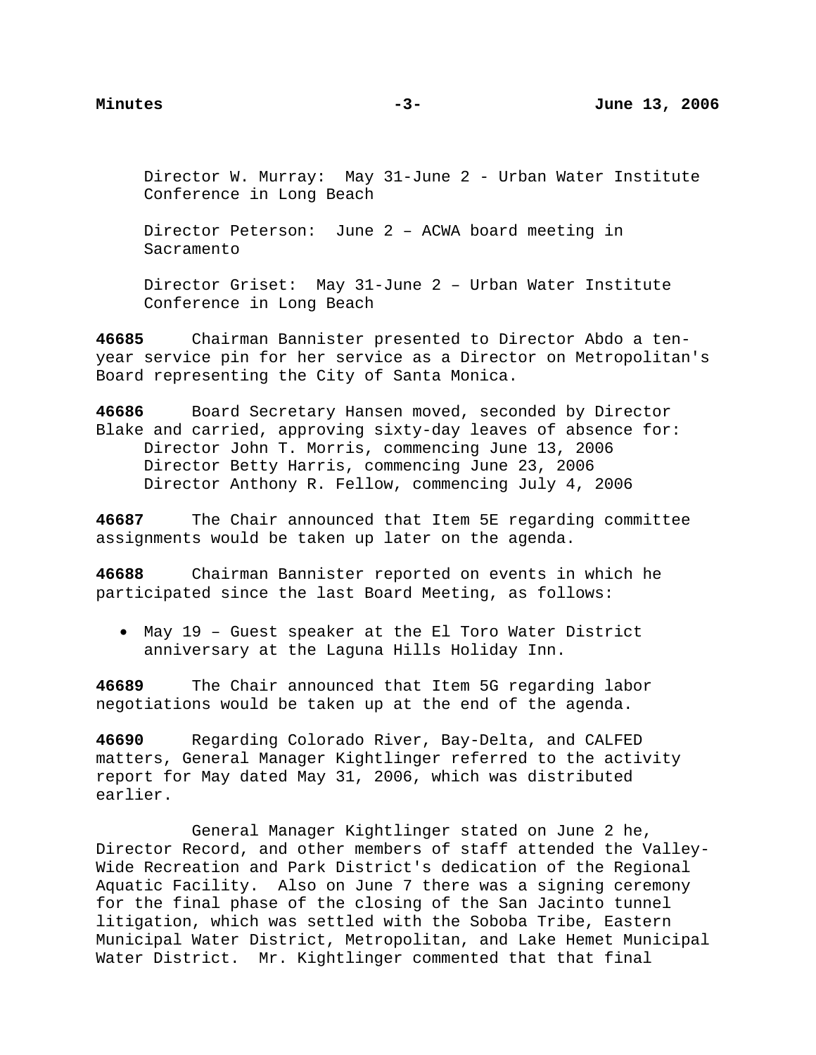Director W. Murray: May 31-June 2 - Urban Water Institute Conference in Long Beach

Director Peterson: June 2 – ACWA board meeting in Sacramento

Director Griset: May 31-June 2 – Urban Water Institute Conference in Long Beach

**46685** Chairman Bannister presented to Director Abdo a ten-year service pin for her service as a Director on Metropolitan's Board representing the City of Santa Monica.

**46686** Board Secretary Hansen moved, seconded by Director Blake and carried, approving sixty-day leaves of absence for:
Director John T. Morris, commencing June 13, 2006
Director Betty Harris, commencing June 23, 2006
Director Anthony R. Fellow, commencing July 4, 2006

**46687** The Chair announced that Item 5E regarding committee assignments would be taken up later on the agenda.

**46688** Chairman Bannister reported on events in which he participated since the last Board Meeting, as follows:

- May 19 – Guest speaker at the El Toro Water District anniversary at the Laguna Hills Holiday Inn.

**46689** The Chair announced that Item 5G regarding labor negotiations would be taken up at the end of the agenda.

**46690** Regarding Colorado River, Bay-Delta, and CALFED matters, General Manager Kightlinger referred to the activity report for May dated May 31, 2006, which was distributed earlier.

General Manager Kightlinger stated on June 2 he, Director Record, and other members of staff attended the Valley-Wide Recreation and Park District's dedication of the Regional Aquatic Facility. Also on June 7 there was a signing ceremony for the final phase of the closing of the San Jacinto tunnel litigation, which was settled with the Soboba Tribe, Eastern Municipal Water District, Metropolitan, and Lake Hemet Municipal Water District. Mr. Kightlinger commented that that final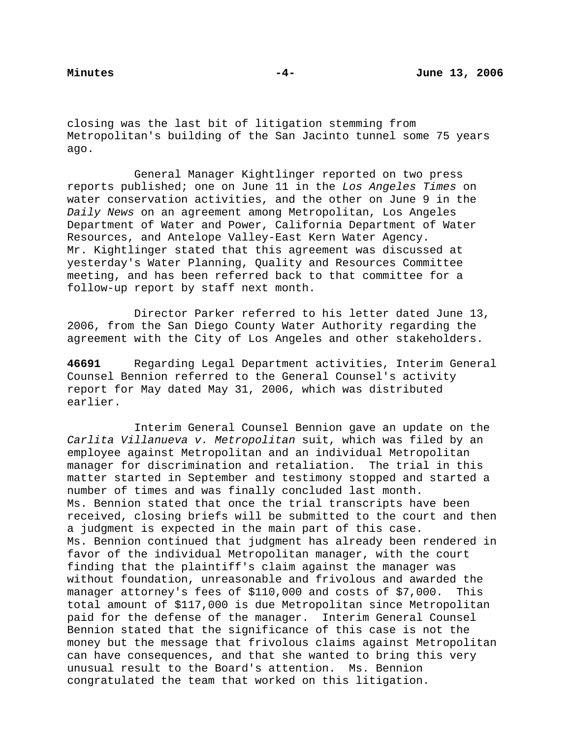closing was the last bit of litigation stemming from Metropolitan's building of the San Jacinto tunnel some 75 years ago.

General Manager Kightlinger reported on two press reports published; one on June 11 in the *Los Angeles Times* on water conservation activities, and the other on June 9 in the *Daily News* on an agreement among Metropolitan, Los Angeles Department of Water and Power, California Department of Water Resources, and Antelope Valley-East Kern Water Agency. Mr. Kightlinger stated that this agreement was discussed at yesterday's Water Planning, Quality and Resources Committee meeting, and has been referred back to that committee for a follow-up report by staff next month.

Director Parker referred to his letter dated June 13, 2006, from the San Diego County Water Authority regarding the agreement with the City of Los Angeles and other stakeholders.

**46691** Regarding Legal Department activities, Interim General Counsel Bennion referred to the General Counsel's activity report for May dated May 31, 2006, which was distributed earlier.

Interim General Counsel Bennion gave an update on the *Carlita Villanueva v. Metropolitan* suit, which was filed by an employee against Metropolitan and an individual Metropolitan manager for discrimination and retaliation. The trial in this matter started in September and testimony stopped and started a number of times and was finally concluded last month. Ms. Bennion stated that once the trial transcripts have been received, closing briefs will be submitted to the court and then a judgment is expected in the main part of this case. Ms. Bennion continued that judgment has already been rendered in favor of the individual Metropolitan manager, with the court finding that the plaintiff's claim against the manager was without foundation, unreasonable and frivolous and awarded the manager attorney's fees of $110,000 and costs of $7,000. This total amount of $117,000 is due Metropolitan since Metropolitan paid for the defense of the manager. Interim General Counsel Bennion stated that the significance of this case is not the money but the message that frivolous claims against Metropolitan can have consequences, and that she wanted to bring this very unusual result to the Board's attention. Ms. Bennion congratulated the team that worked on this litigation.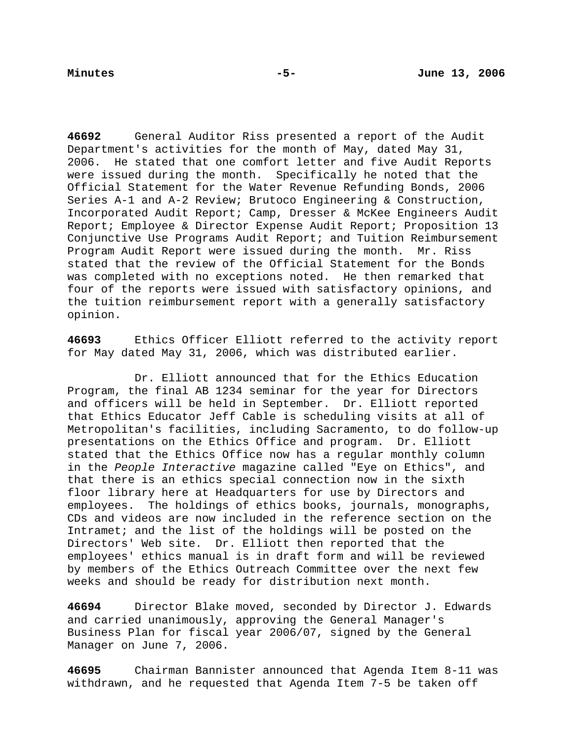**46692** General Auditor Riss presented a report of the Audit Department's activities for the month of May, dated May 31, 2006. He stated that one comfort letter and five Audit Reports were issued during the month. Specifically he noted that the Official Statement for the Water Revenue Refunding Bonds, 2006 Series A-1 and A-2 Review; Brutoco Engineering & Construction, Incorporated Audit Report; Camp, Dresser & McKee Engineers Audit Report; Employee & Director Expense Audit Report; Proposition 13 Conjunctive Use Programs Audit Report; and Tuition Reimbursement Program Audit Report were issued during the month. Mr. Riss stated that the review of the Official Statement for the Bonds was completed with no exceptions noted. He then remarked that four of the reports were issued with satisfactory opinions, and the tuition reimbursement report with a generally satisfactory opinion.

**46693** Ethics Officer Elliott referred to the activity report for May dated May 31, 2006, which was distributed earlier.

Dr. Elliott announced that for the Ethics Education Program, the final AB 1234 seminar for the year for Directors and officers will be held in September. Dr. Elliott reported that Ethics Educator Jeff Cable is scheduling visits at all of Metropolitan's facilities, including Sacramento, to do follow-up presentations on the Ethics Office and program. Dr. Elliott stated that the Ethics Office now has a regular monthly column in the *People Interactive* magazine called "Eye on Ethics", and that there is an ethics special connection now in the sixth floor library here at Headquarters for use by Directors and employees. The holdings of ethics books, journals, monographs, CDs and videos are now included in the reference section on the Intramet; and the list of the holdings will be posted on the Directors' Web site. Dr. Elliott then reported that the employees' ethics manual is in draft form and will be reviewed by members of the Ethics Outreach Committee over the next few weeks and should be ready for distribution next month.

**46694** Director Blake moved, seconded by Director J. Edwards and carried unanimously, approving the General Manager's Business Plan for fiscal year 2006/07, signed by the General Manager on June 7, 2006.

**46695** Chairman Bannister announced that Agenda Item 8-11 was withdrawn, and he requested that Agenda Item 7-5 be taken off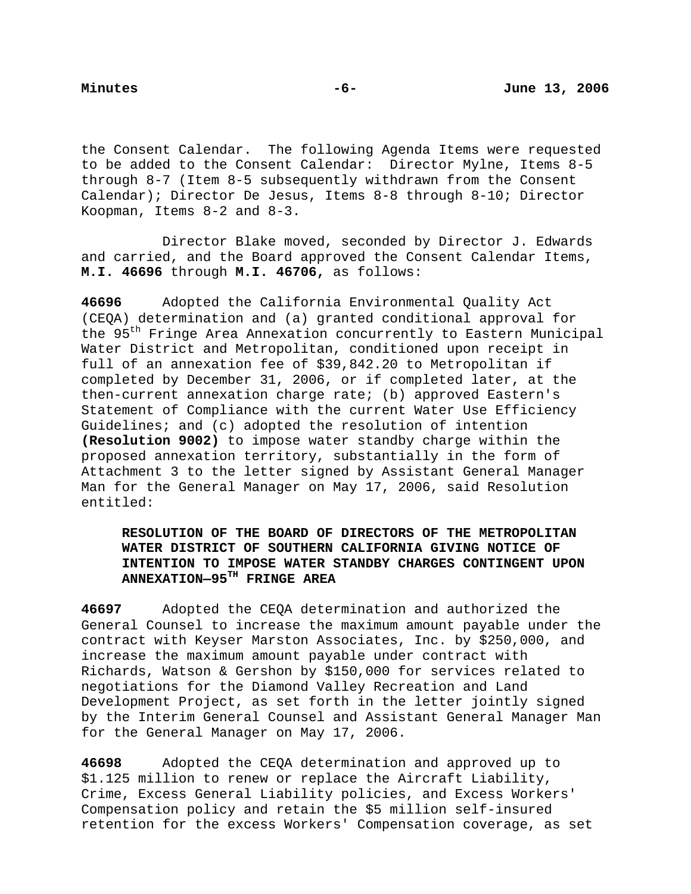the Consent Calendar. The following Agenda Items were requested to be added to the Consent Calendar: Director Mylne, Items 8-5 through 8-7 (Item 8-5 subsequently withdrawn from the Consent Calendar); Director De Jesus, Items 8-8 through 8-10; Director Koopman, Items 8-2 and 8-3.

Director Blake moved, seconded by Director J. Edwards and carried, and the Board approved the Consent Calendar Items, **M.I. 46696** through **M.I. 46706,** as follows:

**46696** Adopted the California Environmental Quality Act (CEQA) determination and (a) granted conditional approval for the 95th Fringe Area Annexation concurrently to Eastern Municipal Water District and Metropolitan, conditioned upon receipt in full of an annexation fee of $39,842.20 to Metropolitan if completed by December 31, 2006, or if completed later, at the then-current annexation charge rate; (b) approved Eastern's Statement of Compliance with the current Water Use Efficiency Guidelines; and (c) adopted the resolution of intention **(Resolution 9002)** to impose water standby charge within the proposed annexation territory, substantially in the form of Attachment 3 to the letter signed by Assistant General Manager Man for the General Manager on May 17, 2006, said Resolution entitled:

> **RESOLUTION OF THE BOARD OF DIRECTORS OF THE METROPOLITAN WATER DISTRICT OF SOUTHERN CALIFORNIA GIVING NOTICE OF INTENTION TO IMPOSE WATER STANDBY CHARGES CONTINGENT UPON ANNEXATION—95TH FRINGE AREA**

**46697** Adopted the CEQA determination and authorized the General Counsel to increase the maximum amount payable under the contract with Keyser Marston Associates, Inc. by $250,000, and increase the maximum amount payable under contract with Richards, Watson & Gershon by $150,000 for services related to negotiations for the Diamond Valley Recreation and Land Development Project, as set forth in the letter jointly signed by the Interim General Counsel and Assistant General Manager Man for the General Manager on May 17, 2006.

**46698** Adopted the CEQA determination and approved up to $1.125 million to renew or replace the Aircraft Liability, Crime, Excess General Liability policies, and Excess Workers' Compensation policy and retain the $5 million self-insured retention for the excess Workers' Compensation coverage, as set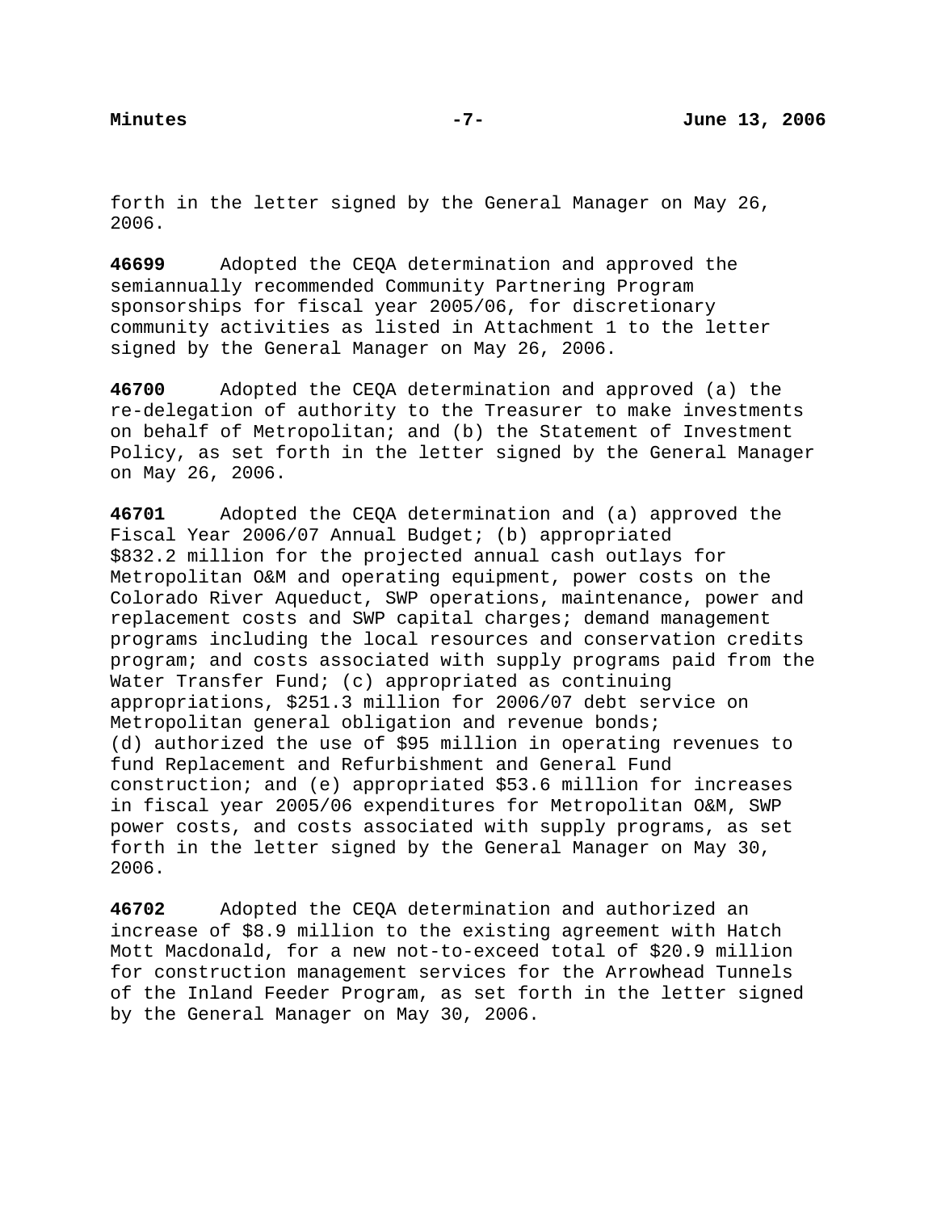forth in the letter signed by the General Manager on May 26, 2006.

**46699** Adopted the CEQA determination and approved the semiannually recommended Community Partnering Program sponsorships for fiscal year 2005/06, for discretionary community activities as listed in Attachment 1 to the letter signed by the General Manager on May 26, 2006.

**46700** Adopted the CEQA determination and approved (a) the re-delegation of authority to the Treasurer to make investments on behalf of Metropolitan; and (b) the Statement of Investment Policy, as set forth in the letter signed by the General Manager on May 26, 2006.

**46701** Adopted the CEQA determination and (a) approved the Fiscal Year 2006/07 Annual Budget; (b) appropriated $832.2 million for the projected annual cash outlays for Metropolitan O&M and operating equipment, power costs on the Colorado River Aqueduct, SWP operations, maintenance, power and replacement costs and SWP capital charges; demand management programs including the local resources and conservation credits program; and costs associated with supply programs paid from the Water Transfer Fund; (c) appropriated as continuing appropriations, $251.3 million for 2006/07 debt service on Metropolitan general obligation and revenue bonds; (d) authorized the use of $95 million in operating revenues to fund Replacement and Refurbishment and General Fund construction; and (e) appropriated $53.6 million for increases in fiscal year 2005/06 expenditures for Metropolitan O&M, SWP power costs, and costs associated with supply programs, as set forth in the letter signed by the General Manager on May 30, 2006.

**46702** Adopted the CEQA determination and authorized an increase of $8.9 million to the existing agreement with Hatch Mott Macdonald, for a new not-to-exceed total of $20.9 million for construction management services for the Arrowhead Tunnels of the Inland Feeder Program, as set forth in the letter signed by the General Manager on May 30, 2006.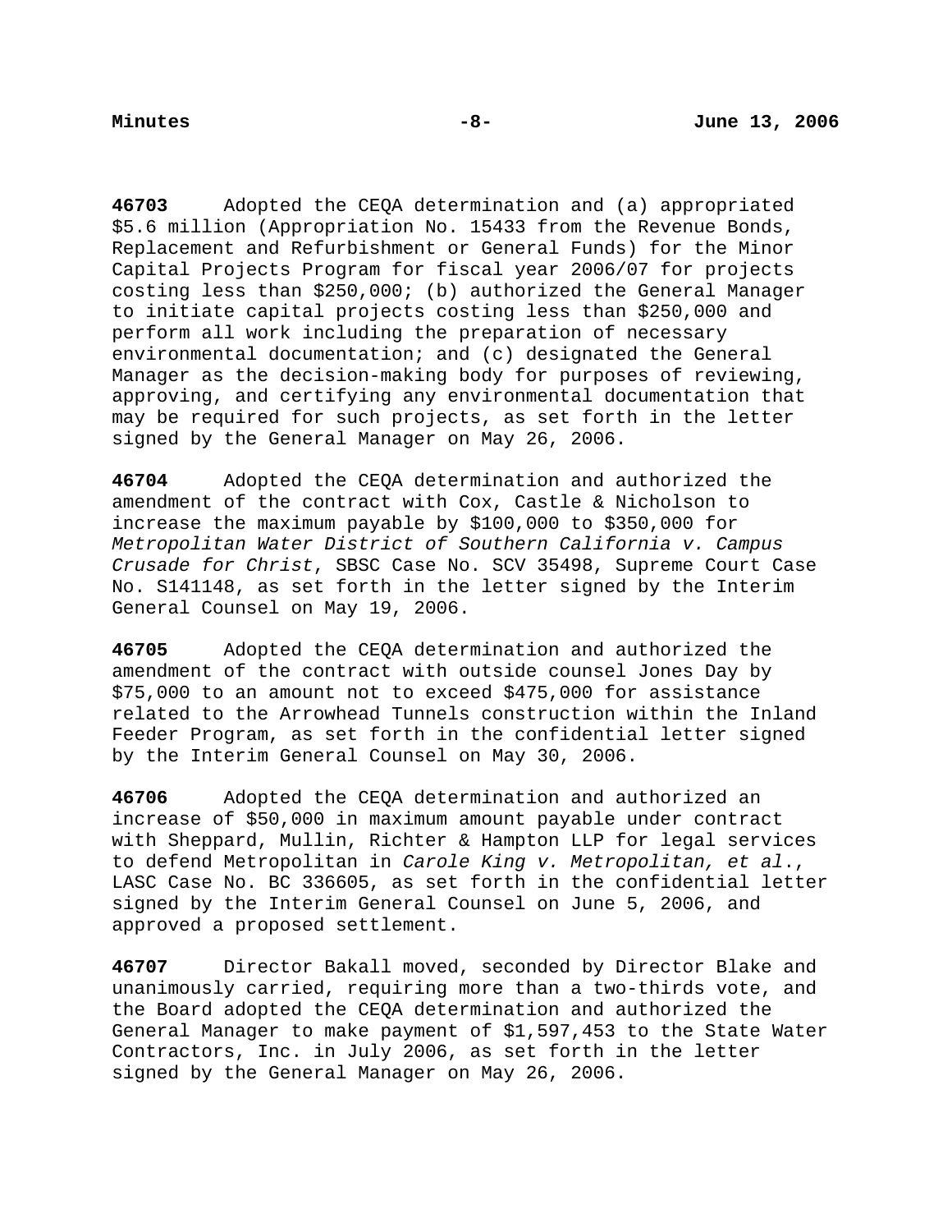**46703** Adopted the CEQA determination and (a) appropriated $5.6 million (Appropriation No. 15433 from the Revenue Bonds, Replacement and Refurbishment or General Funds) for the Minor Capital Projects Program for fiscal year 2006/07 for projects costing less than $250,000; (b) authorized the General Manager to initiate capital projects costing less than $250,000 and perform all work including the preparation of necessary environmental documentation; and (c) designated the General Manager as the decision-making body for purposes of reviewing, approving, and certifying any environmental documentation that may be required for such projects, as set forth in the letter signed by the General Manager on May 26, 2006.

**46704** Adopted the CEQA determination and authorized the amendment of the contract with Cox, Castle & Nicholson to increase the maximum payable by $100,000 to $350,000 for *Metropolitan Water District of Southern California v. Campus Crusade for Christ*, SBSC Case No. SCV 35498, Supreme Court Case No. S141148, as set forth in the letter signed by the Interim General Counsel on May 19, 2006.

**46705** Adopted the CEQA determination and authorized the amendment of the contract with outside counsel Jones Day by $75,000 to an amount not to exceed $475,000 for assistance related to the Arrowhead Tunnels construction within the Inland Feeder Program, as set forth in the confidential letter signed by the Interim General Counsel on May 30, 2006.

**46706** Adopted the CEQA determination and authorized an increase of $50,000 in maximum amount payable under contract with Sheppard, Mullin, Richter & Hampton LLP for legal services to defend Metropolitan in *Carole King v. Metropolitan, et al*., LASC Case No. BC 336605, as set forth in the confidential letter signed by the Interim General Counsel on June 5, 2006, and approved a proposed settlement.

**46707** Director Bakall moved, seconded by Director Blake and unanimously carried, requiring more than a two-thirds vote, and the Board adopted the CEQA determination and authorized the General Manager to make payment of $1,597,453 to the State Water Contractors, Inc. in July 2006, as set forth in the letter signed by the General Manager on May 26, 2006.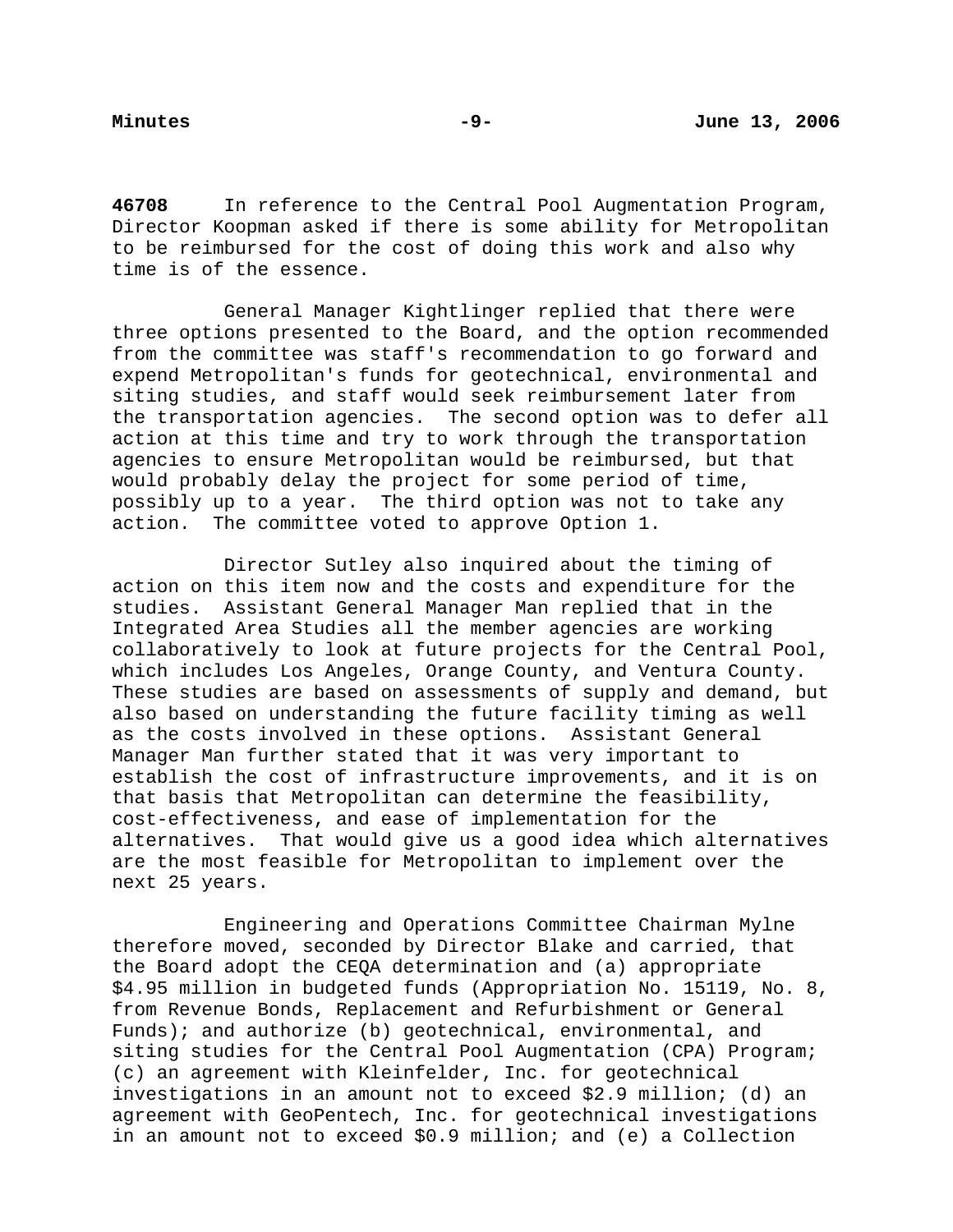**46708** In reference to the Central Pool Augmentation Program, Director Koopman asked if there is some ability for Metropolitan to be reimbursed for the cost of doing this work and also why time is of the essence.

General Manager Kightlinger replied that there were three options presented to the Board, and the option recommended from the committee was staff's recommendation to go forward and expend Metropolitan's funds for geotechnical, environmental and siting studies, and staff would seek reimbursement later from the transportation agencies. The second option was to defer all action at this time and try to work through the transportation agencies to ensure Metropolitan would be reimbursed, but that would probably delay the project for some period of time, possibly up to a year. The third option was not to take any action. The committee voted to approve Option 1.

Director Sutley also inquired about the timing of action on this item now and the costs and expenditure for the studies. Assistant General Manager Man replied that in the Integrated Area Studies all the member agencies are working collaboratively to look at future projects for the Central Pool, which includes Los Angeles, Orange County, and Ventura County. These studies are based on assessments of supply and demand, but also based on understanding the future facility timing as well as the costs involved in these options. Assistant General Manager Man further stated that it was very important to establish the cost of infrastructure improvements, and it is on that basis that Metropolitan can determine the feasibility, cost-effectiveness, and ease of implementation for the alternatives. That would give us a good idea which alternatives are the most feasible for Metropolitan to implement over the next 25 years.

Engineering and Operations Committee Chairman Mylne therefore moved, seconded by Director Blake and carried, that the Board adopt the CEQA determination and (a) appropriate $4.95 million in budgeted funds (Appropriation No. 15119, No. 8, from Revenue Bonds, Replacement and Refurbishment or General Funds); and authorize (b) geotechnical, environmental, and siting studies for the Central Pool Augmentation (CPA) Program; (c) an agreement with Kleinfelder, Inc. for geotechnical investigations in an amount not to exceed $2.9 million; (d) an agreement with GeoPentech, Inc. for geotechnical investigations in an amount not to exceed $0.9 million; and (e) a Collection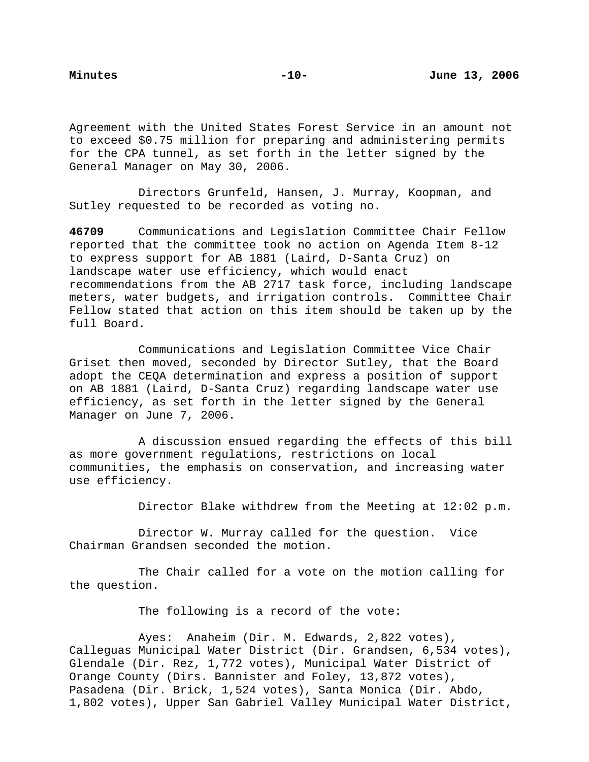Agreement with the United States Forest Service in an amount not to exceed $0.75 million for preparing and administering permits for the CPA tunnel, as set forth in the letter signed by the General Manager on May 30, 2006.

Directors Grunfeld, Hansen, J. Murray, Koopman, and Sutley requested to be recorded as voting no.

**46709** Communications and Legislation Committee Chair Fellow reported that the committee took no action on Agenda Item 8-12 to express support for AB 1881 (Laird, D-Santa Cruz) on landscape water use efficiency, which would enact recommendations from the AB 2717 task force, including landscape meters, water budgets, and irrigation controls. Committee Chair Fellow stated that action on this item should be taken up by the full Board.

Communications and Legislation Committee Vice Chair Griset then moved, seconded by Director Sutley, that the Board adopt the CEQA determination and express a position of support on AB 1881 (Laird, D-Santa Cruz) regarding landscape water use efficiency, as set forth in the letter signed by the General Manager on June 7, 2006.

A discussion ensued regarding the effects of this bill as more government regulations, restrictions on local communities, the emphasis on conservation, and increasing water use efficiency.

Director Blake withdrew from the Meeting at 12:02 p.m.

Director W. Murray called for the question. Vice Chairman Grandsen seconded the motion.

The Chair called for a vote on the motion calling for the question.

The following is a record of the vote:

Ayes: Anaheim (Dir. M. Edwards, 2,822 votes), Calleguas Municipal Water District (Dir. Grandsen, 6,534 votes), Glendale (Dir. Rez, 1,772 votes), Municipal Water District of Orange County (Dirs. Bannister and Foley, 13,872 votes), Pasadena (Dir. Brick, 1,524 votes), Santa Monica (Dir. Abdo, 1,802 votes), Upper San Gabriel Valley Municipal Water District,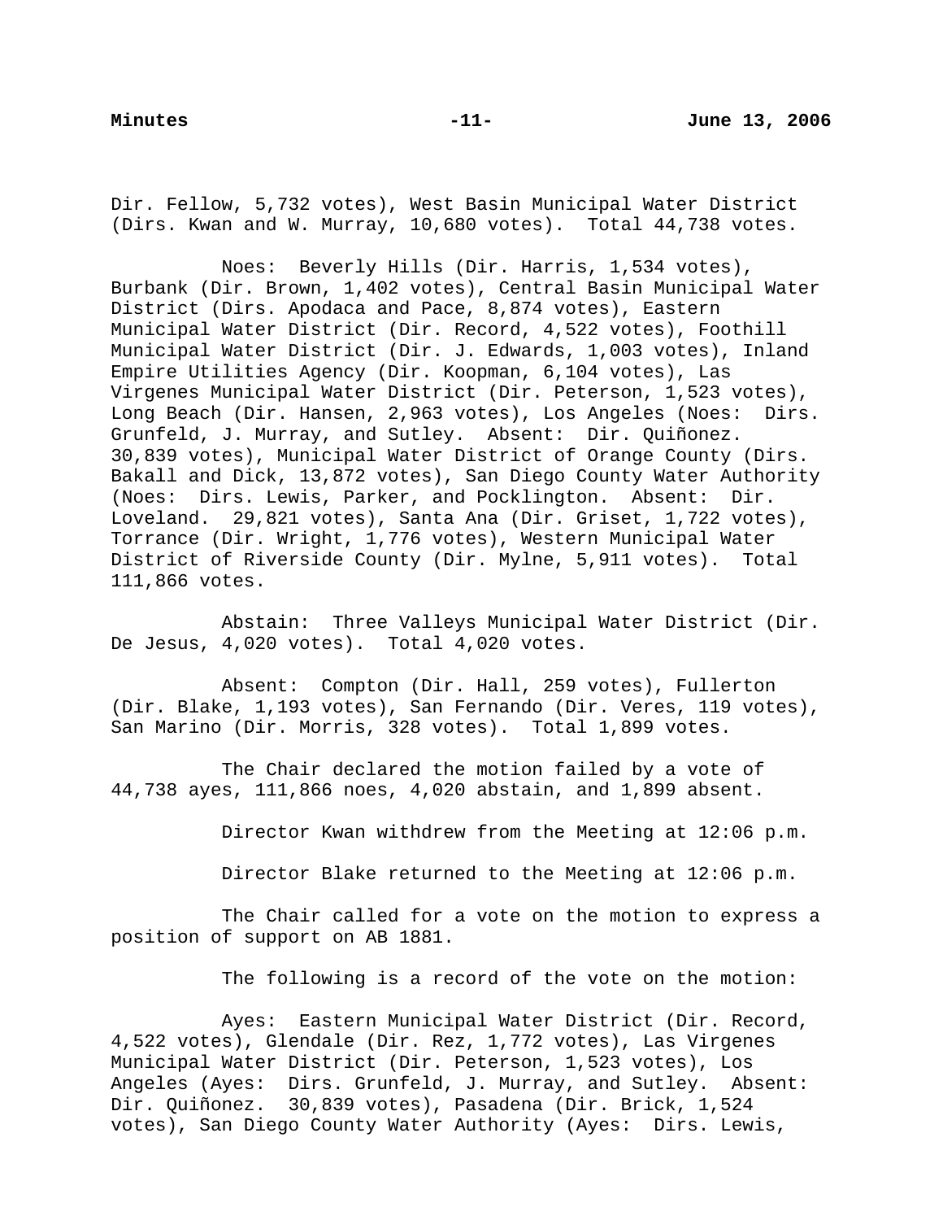Dir. Fellow, 5,732 votes), West Basin Municipal Water District (Dirs. Kwan and W. Murray, 10,680 votes). Total 44,738 votes.

Noes: Beverly Hills (Dir. Harris, 1,534 votes), Burbank (Dir. Brown, 1,402 votes), Central Basin Municipal Water District (Dirs. Apodaca and Pace, 8,874 votes), Eastern Municipal Water District (Dir. Record, 4,522 votes), Foothill Municipal Water District (Dir. J. Edwards, 1,003 votes), Inland Empire Utilities Agency (Dir. Koopman, 6,104 votes), Las Virgenes Municipal Water District (Dir. Peterson, 1,523 votes), Long Beach (Dir. Hansen, 2,963 votes), Los Angeles (Noes: Dirs. Grunfeld, J. Murray, and Sutley. Absent: Dir. Quiñonez. 30,839 votes), Municipal Water District of Orange County (Dirs. Bakall and Dick, 13,872 votes), San Diego County Water Authority (Noes: Dirs. Lewis, Parker, and Pocklington. Absent: Dir. Loveland. 29,821 votes), Santa Ana (Dir. Griset, 1,722 votes), Torrance (Dir. Wright, 1,776 votes), Western Municipal Water District of Riverside County (Dir. Mylne, 5,911 votes). Total 111,866 votes.

Abstain: Three Valleys Municipal Water District (Dir. De Jesus, 4,020 votes). Total 4,020 votes.

Absent: Compton (Dir. Hall, 259 votes), Fullerton (Dir. Blake, 1,193 votes), San Fernando (Dir. Veres, 119 votes), San Marino (Dir. Morris, 328 votes). Total 1,899 votes.

The Chair declared the motion failed by a vote of 44,738 ayes, 111,866 noes, 4,020 abstain, and 1,899 absent.

Director Kwan withdrew from the Meeting at 12:06 p.m.

Director Blake returned to the Meeting at 12:06 p.m.

The Chair called for a vote on the motion to express a position of support on AB 1881.

The following is a record of the vote on the motion:

Ayes: Eastern Municipal Water District (Dir. Record, 4,522 votes), Glendale (Dir. Rez, 1,772 votes), Las Virgenes Municipal Water District (Dir. Peterson, 1,523 votes), Los Angeles (Ayes: Dirs. Grunfeld, J. Murray, and Sutley. Absent: Dir. Quiñonez. 30,839 votes), Pasadena (Dir. Brick, 1,524 votes), San Diego County Water Authority (Ayes: Dirs. Lewis,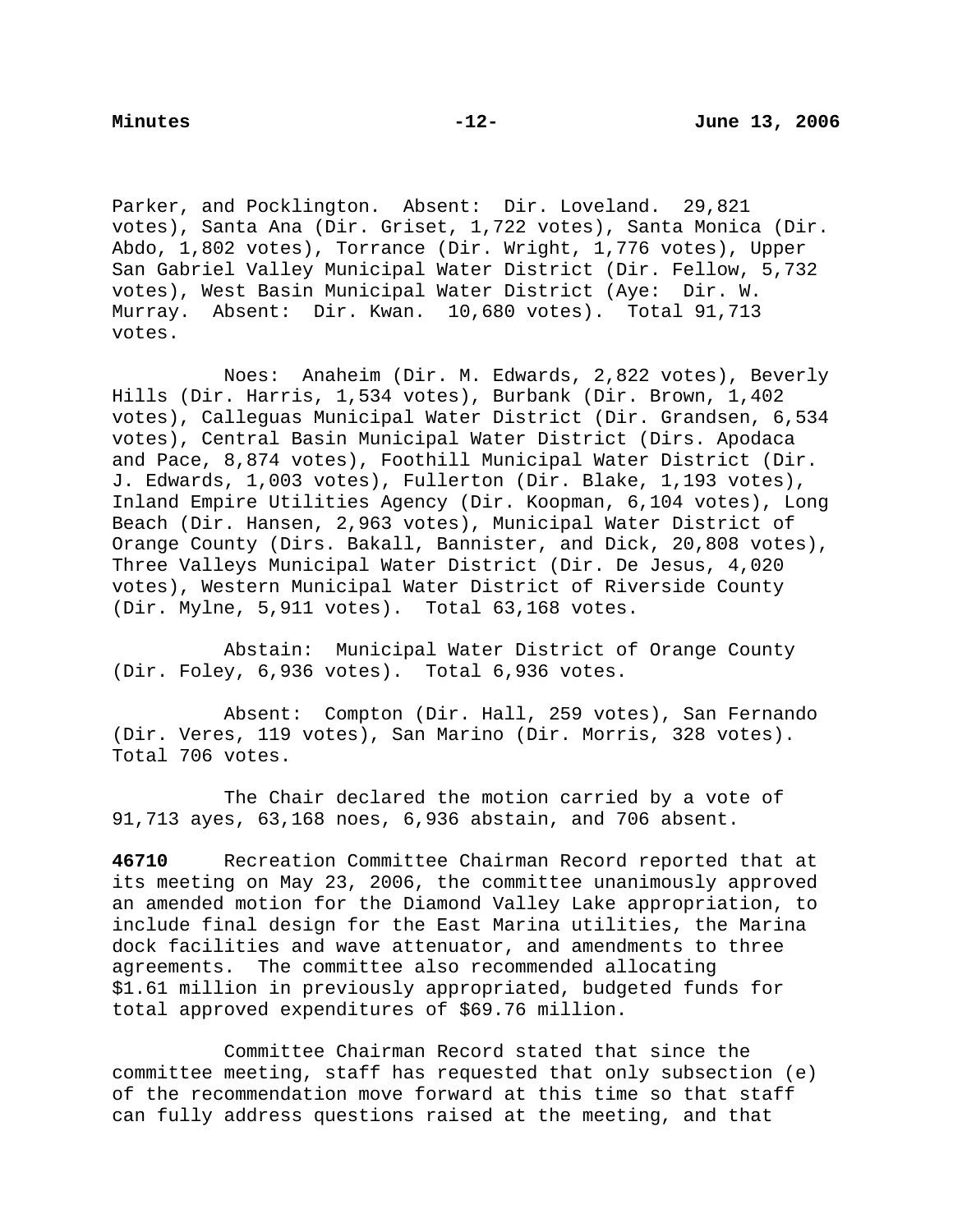Parker, and Pocklington. Absent: Dir. Loveland. 29,821 votes), Santa Ana (Dir. Griset, 1,722 votes), Santa Monica (Dir. Abdo, 1,802 votes), Torrance (Dir. Wright, 1,776 votes), Upper San Gabriel Valley Municipal Water District (Dir. Fellow, 5,732 votes), West Basin Municipal Water District (Aye: Dir. W. Murray. Absent: Dir. Kwan. 10,680 votes). Total 91,713 votes.

Noes: Anaheim (Dir. M. Edwards, 2,822 votes), Beverly Hills (Dir. Harris, 1,534 votes), Burbank (Dir. Brown, 1,402 votes), Calleguas Municipal Water District (Dir. Grandsen, 6,534 votes), Central Basin Municipal Water District (Dirs. Apodaca and Pace, 8,874 votes), Foothill Municipal Water District (Dir. J. Edwards, 1,003 votes), Fullerton (Dir. Blake, 1,193 votes), Inland Empire Utilities Agency (Dir. Koopman, 6,104 votes), Long Beach (Dir. Hansen, 2,963 votes), Municipal Water District of Orange County (Dirs. Bakall, Bannister, and Dick, 20,808 votes), Three Valleys Municipal Water District (Dir. De Jesus, 4,020 votes), Western Municipal Water District of Riverside County (Dir. Mylne, 5,911 votes). Total 63,168 votes.

Abstain: Municipal Water District of Orange County (Dir. Foley, 6,936 votes). Total 6,936 votes.

Absent: Compton (Dir. Hall, 259 votes), San Fernando (Dir. Veres, 119 votes), San Marino (Dir. Morris, 328 votes). Total 706 votes.

The Chair declared the motion carried by a vote of 91,713 ayes, 63,168 noes, 6,936 abstain, and 706 absent.

**46710** Recreation Committee Chairman Record reported that at its meeting on May 23, 2006, the committee unanimously approved an amended motion for the Diamond Valley Lake appropriation, to include final design for the East Marina utilities, the Marina dock facilities and wave attenuator, and amendments to three agreements. The committee also recommended allocating $1.61 million in previously appropriated, budgeted funds for total approved expenditures of $69.76 million.

Committee Chairman Record stated that since the committee meeting, staff has requested that only subsection (e) of the recommendation move forward at this time so that staff can fully address questions raised at the meeting, and that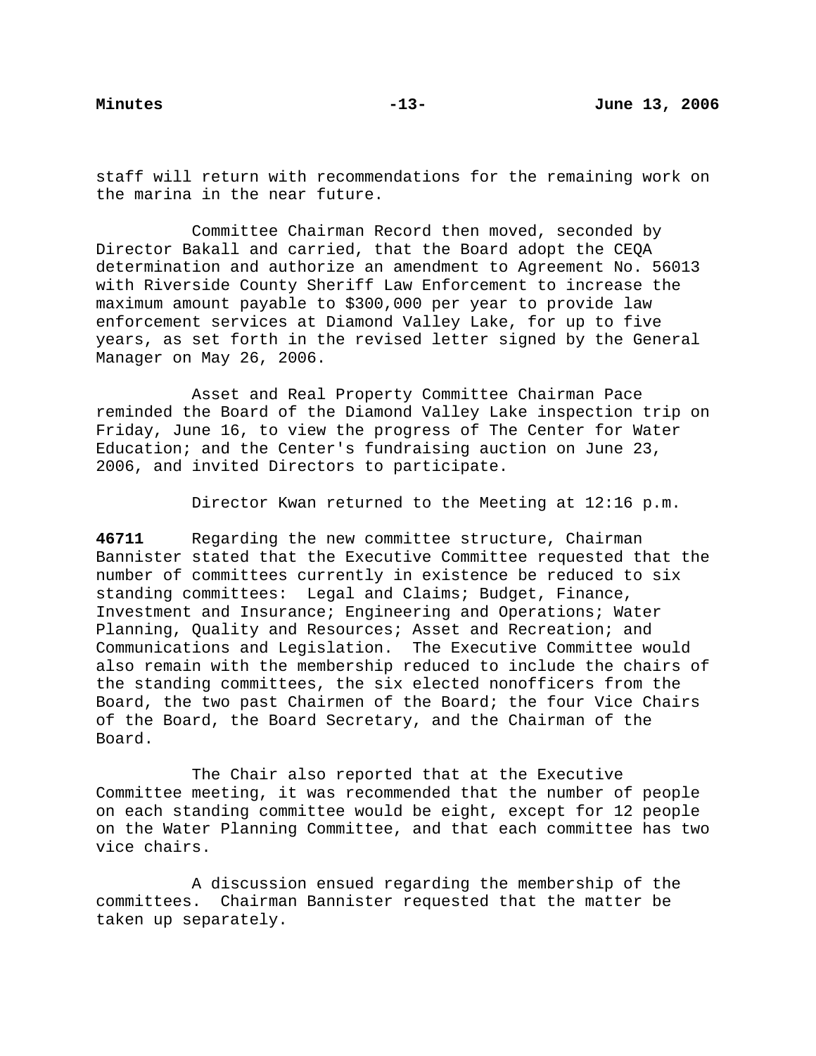staff will return with recommendations for the remaining work on the marina in the near future.

Committee Chairman Record then moved, seconded by Director Bakall and carried, that the Board adopt the CEQA determination and authorize an amendment to Agreement No. 56013 with Riverside County Sheriff Law Enforcement to increase the maximum amount payable to $300,000 per year to provide law enforcement services at Diamond Valley Lake, for up to five years, as set forth in the revised letter signed by the General Manager on May 26, 2006.

Asset and Real Property Committee Chairman Pace reminded the Board of the Diamond Valley Lake inspection trip on Friday, June 16, to view the progress of The Center for Water Education; and the Center's fundraising auction on June 23, 2006, and invited Directors to participate.

Director Kwan returned to the Meeting at 12:16 p.m.

**46711** Regarding the new committee structure, Chairman Bannister stated that the Executive Committee requested that the number of committees currently in existence be reduced to six standing committees: Legal and Claims; Budget, Finance, Investment and Insurance; Engineering and Operations; Water Planning, Quality and Resources; Asset and Recreation; and Communications and Legislation. The Executive Committee would also remain with the membership reduced to include the chairs of the standing committees, the six elected nonofficers from the Board, the two past Chairmen of the Board; the four Vice Chairs of the Board, the Board Secretary, and the Chairman of the Board.

The Chair also reported that at the Executive Committee meeting, it was recommended that the number of people on each standing committee would be eight, except for 12 people on the Water Planning Committee, and that each committee has two vice chairs.

A discussion ensued regarding the membership of the committees. Chairman Bannister requested that the matter be taken up separately.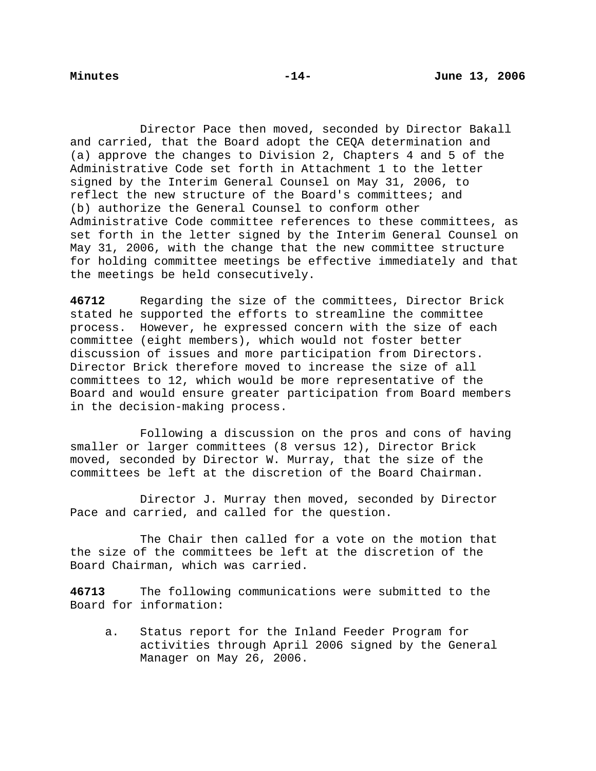Director Pace then moved, seconded by Director Bakall and carried, that the Board adopt the CEQA determination and (a) approve the changes to Division 2, Chapters 4 and 5 of the Administrative Code set forth in Attachment 1 to the letter signed by the Interim General Counsel on May 31, 2006, to reflect the new structure of the Board's committees; and (b) authorize the General Counsel to conform other Administrative Code committee references to these committees, as set forth in the letter signed by the Interim General Counsel on May 31, 2006, with the change that the new committee structure for holding committee meetings be effective immediately and that the meetings be held consecutively.

**46712** Regarding the size of the committees, Director Brick stated he supported the efforts to streamline the committee process. However, he expressed concern with the size of each committee (eight members), which would not foster better discussion of issues and more participation from Directors. Director Brick therefore moved to increase the size of all committees to 12, which would be more representative of the Board and would ensure greater participation from Board members in the decision-making process.

Following a discussion on the pros and cons of having smaller or larger committees (8 versus 12), Director Brick moved, seconded by Director W. Murray, that the size of the committees be left at the discretion of the Board Chairman.

Director J. Murray then moved, seconded by Director Pace and carried, and called for the question.

The Chair then called for a vote on the motion that the size of the committees be left at the discretion of the Board Chairman, which was carried.

**46713** The following communications were submitted to the Board for information:

a. Status report for the Inland Feeder Program for activities through April 2006 signed by the General Manager on May 26, 2006.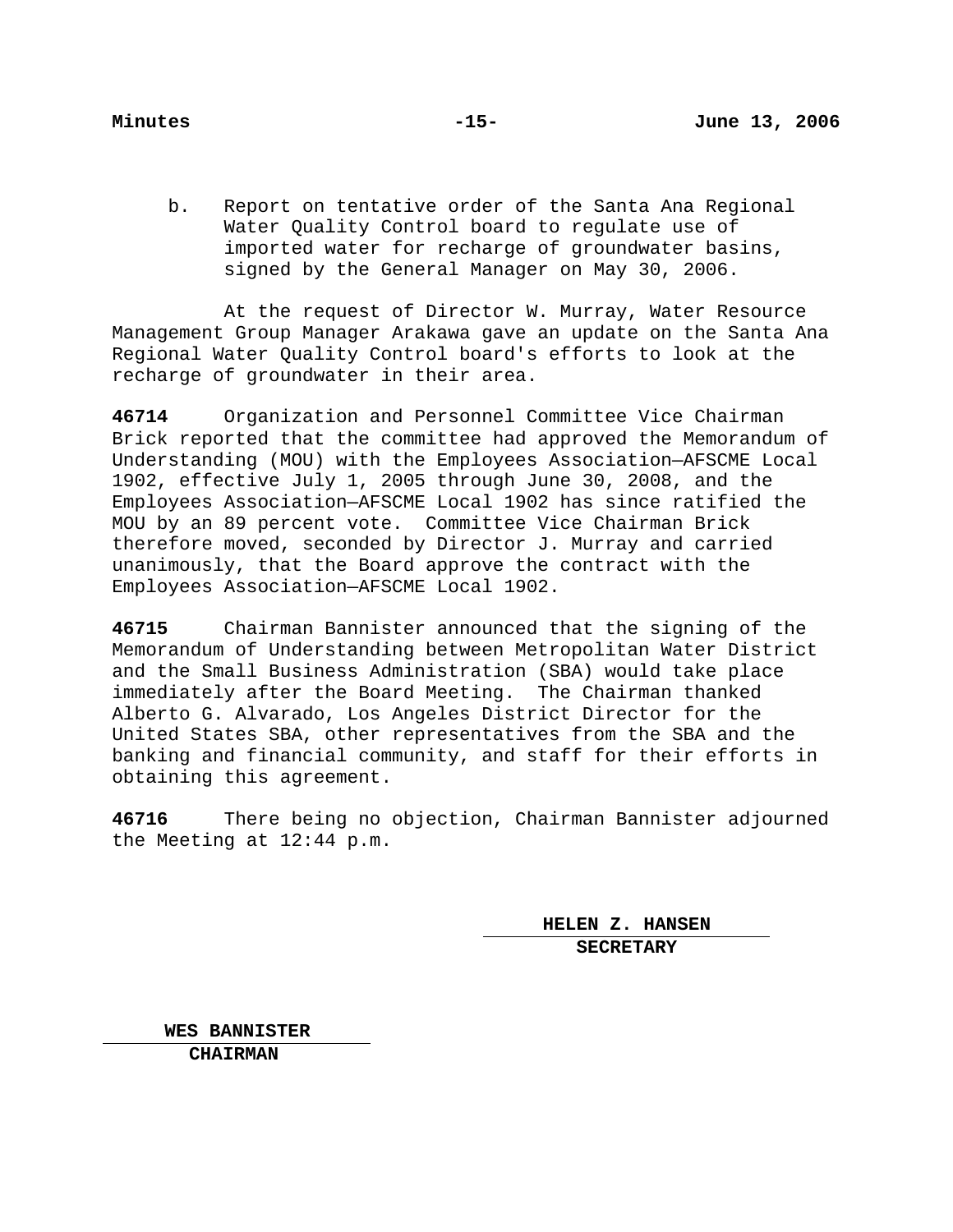b. Report on tentative order of the Santa Ana Regional Water Quality Control board to regulate use of imported water for recharge of groundwater basins, signed by the General Manager on May 30, 2006.

At the request of Director W. Murray, Water Resource Management Group Manager Arakawa gave an update on the Santa Ana Regional Water Quality Control board's efforts to look at the recharge of groundwater in their area.

**46714** Organization and Personnel Committee Vice Chairman Brick reported that the committee had approved the Memorandum of Understanding (MOU) with the Employees Association—AFSCME Local 1902, effective July 1, 2005 through June 30, 2008, and the Employees Association—AFSCME Local 1902 has since ratified the MOU by an 89 percent vote. Committee Vice Chairman Brick therefore moved, seconded by Director J. Murray and carried unanimously, that the Board approve the contract with the Employees Association—AFSCME Local 1902.

**46715** Chairman Bannister announced that the signing of the Memorandum of Understanding between Metropolitan Water District and the Small Business Administration (SBA) would take place immediately after the Board Meeting. The Chairman thanked Alberto G. Alvarado, Los Angeles District Director for the United States SBA, other representatives from the SBA and the banking and financial community, and staff for their efforts in obtaining this agreement.

**46716** There being no objection, Chairman Bannister adjourned the Meeting at 12:44 p.m.

**HELEN Z. HANSEN**
**SECRETARY**

**WES BANNISTER**
**CHAIRMAN**